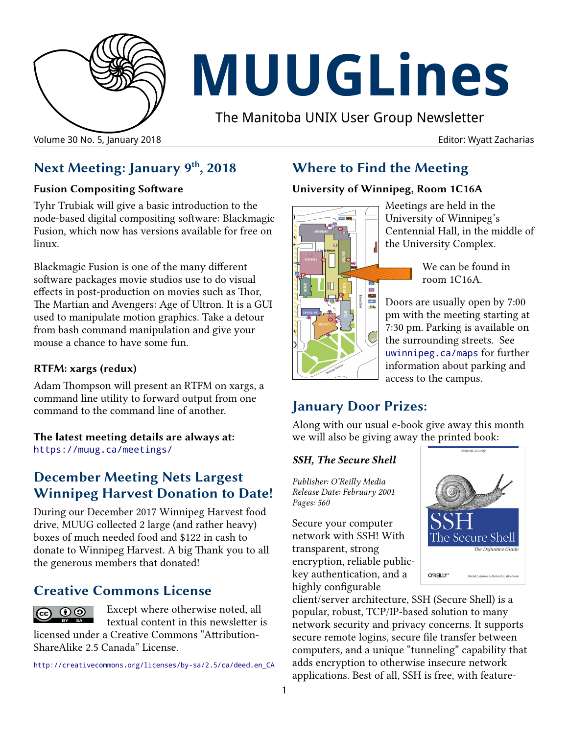# MUUGLines

The Manitoba UNIX User Group Newsletter

Volume 30 No. 5, January 2018 — Editor: Wyatt Zacharias

## Next Meeting: January 9th, 2018

### Fusion Compositing Software

Tyhr Trubiak will give a basic introduction to the node-based digital compositing software: Blackmagic Fusion, which now has versions available for free on linux.

Blackmagic Fusion is one of the many different software packages movie studios use to do visual effects in post-production on movies such as Thor, The Martian and Avengers: Age of Ultron. It is a GUI used to manipulate motion graphics. Take a detour from bash command manipulation and give your mouse a chance to have some fun.

### RTFM: xargs (redux)

Adam Thompson will present an RTFM on xargs, a command line utility to forward output from one command to the command line of another.

**The latest meeting details are always at:**
https://muug.ca/meetings/

## December Meeting Nets Largest Winnipeg Harvest Donation to Date!

During our December 2017 Winnipeg Harvest food drive, MUUG collected 2 large (and rather heavy) boxes of much needed food and $122 in cash to donate to Winnipeg Harvest. A big Thank you to all the generous members that donated!

## Creative Commons License

Except where otherwise noted, all textual content in this newsletter is licensed under a Creative Commons "Attribution-ShareAlike 2.5 Canada" License.

http://creativecommons.org/licenses/by-sa/2.5/ca/deed.en_CA

## Where to Find the Meeting

### University of Winnipeg, Room 1C16A

Meetings are held in the University of Winnipeg's Centennial Hall, in the middle of the University Complex.

We can be found in room 1C16A.

Doors are usually open by 7:00 pm with the meeting starting at 7:30 pm. Parking is available on the surrounding streets. See uwinnipeg.ca/maps for further information about parking and access to the campus.

## January Door Prizes:

Along with our usual e-book give away this month we will also be giving away the printed book:

### *SSH, The Secure Shell*

*Publisher: O'Reilly Media*
*Release Date: February 2001*
*Pages: 560*

Secure your computer network with SSH! With transparent, strong encryption, reliable public-key authentication, and a highly configurable client/server architecture, SSH (Secure Shell) is a popular, robust, TCP/IP-based solution to many network security and privacy concerns. It supports secure remote logins, secure file transfer between computers, and a unique "tunneling" capability that adds encryption to otherwise insecure network applications. Best of all, SSH is free, with feature-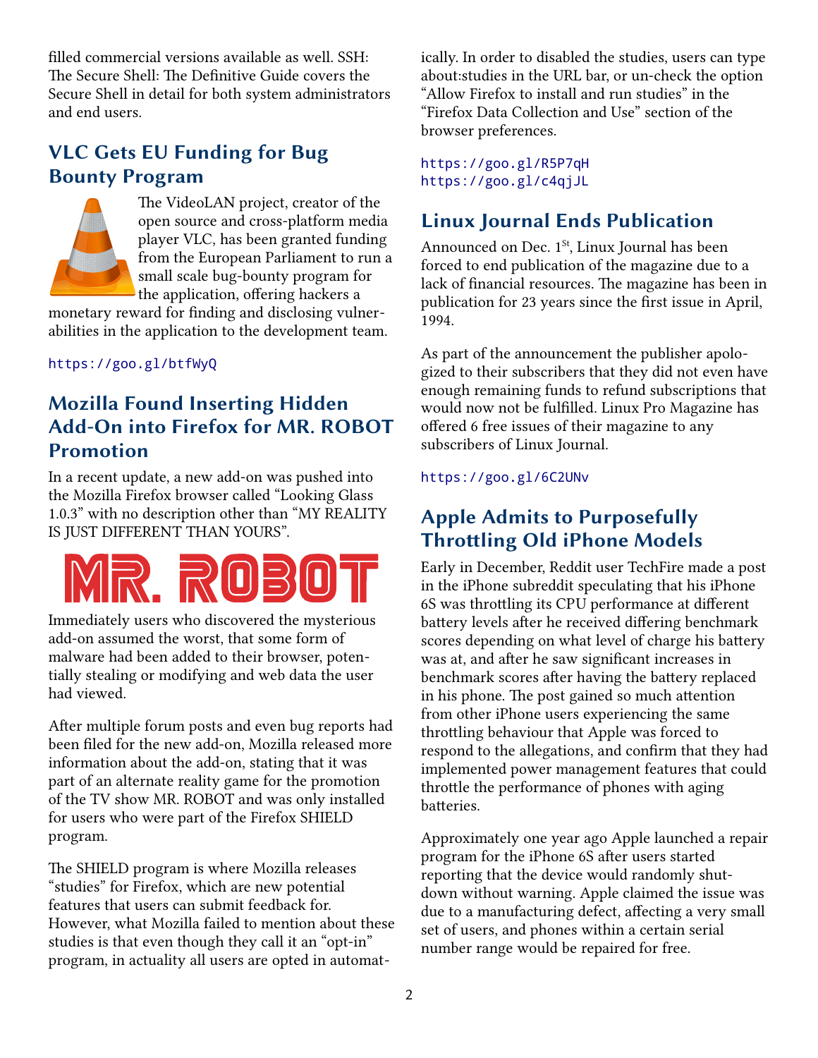filled commercial versions available as well. SSH: The Secure Shell: The Definitive Guide covers the Secure Shell in detail for both system administrators and end users.

## VLC Gets EU Funding for Bug Bounty Program

The VideoLAN project, creator of the open source and cross-platform media player VLC, has been granted funding from the European Parliament to run a small scale bug-bounty program for the application, offering hackers a monetary reward for finding and disclosing vulnerabilities in the application to the development team.

https://goo.gl/btfWyQ

## Mozilla Found Inserting Hidden Add-On into Firefox for MR. ROBOT Promotion

In a recent update, a new add-on was pushed into the Mozilla Firefox browser called "Looking Glass 1.0.3" with no description other than "MY REALITY IS JUST DIFFERENT THAN YOURS".

MR. ROBOT

Immediately users who discovered the mysterious add-on assumed the worst, that some form of malware had been added to their browser, potentially stealing or modifying and web data the user had viewed.

After multiple forum posts and even bug reports had been filed for the new add-on, Mozilla released more information about the add-on, stating that it was part of an alternate reality game for the promotion of the TV show MR. ROBOT and was only installed for users who were part of the Firefox SHIELD program.

The SHIELD program is where Mozilla releases "studies" for Firefox, which are new potential features that users can submit feedback for. However, what Mozilla failed to mention about these studies is that even though they call it an "opt-in" program, in actuality all users are opted in automatically. In order to disabled the studies, users can type about:studies in the URL bar, or un-check the option "Allow Firefox to install and run studies" in the "Firefox Data Collection and Use" section of the browser preferences.

https://goo.gl/R5P7qH
https://goo.gl/c4qjJL

## Linux Journal Ends Publication

Announced on Dec. 1st, Linux Journal has been forced to end publication of the magazine due to a lack of financial resources. The magazine has been in publication for 23 years since the first issue in April, 1994.

As part of the announcement the publisher apologized to their subscribers that they did not even have enough remaining funds to refund subscriptions that would now not be fulfilled. Linux Pro Magazine has offered 6 free issues of their magazine to any subscribers of Linux Journal.

https://goo.gl/6C2UNv

## Apple Admits to Purposefully Throttling Old iPhone Models

Early in December, Reddit user TechFire made a post in the iPhone subreddit speculating that his iPhone 6S was throttling its CPU performance at different battery levels after he received differing benchmark scores depending on what level of charge his battery was at, and after he saw significant increases in benchmark scores after having the battery replaced in his phone. The post gained so much attention from other iPhone users experiencing the same throttling behaviour that Apple was forced to respond to the allegations, and confirm that they had implemented power management features that could throttle the performance of phones with aging batteries.

Approximately one year ago Apple launched a repair program for the iPhone 6S after users started reporting that the device would randomly shutdown without warning. Apple claimed the issue was due to a manufacturing defect, affecting a very small set of users, and phones within a certain serial number range would be repaired for free.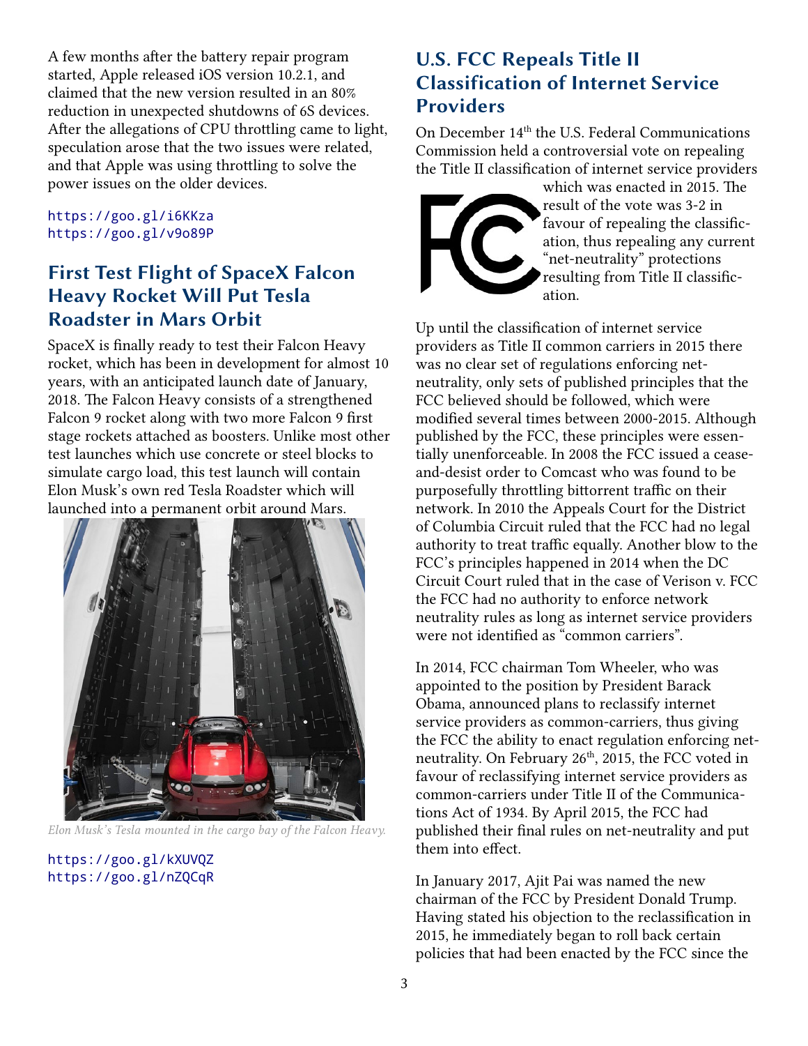A few months after the battery repair program started, Apple released iOS version 10.2.1, and claimed that the new version resulted in an 80% reduction in unexpected shutdowns of 6S devices. After the allegations of CPU throttling came to light, speculation arose that the two issues were related, and that Apple was using throttling to solve the power issues on the older devices.

https://goo.gl/i6KKza
https://goo.gl/v9o89P

## First Test Flight of SpaceX Falcon Heavy Rocket Will Put Tesla Roadster in Mars Orbit

SpaceX is finally ready to test their Falcon Heavy rocket, which has been in development for almost 10 years, with an anticipated launch date of January, 2018. The Falcon Heavy consists of a strengthened Falcon 9 rocket along with two more Falcon 9 first stage rockets attached as boosters. Unlike most other test launches which use concrete or steel blocks to simulate cargo load, this test launch will contain Elon Musk's own red Tesla Roadster which will launched into a permanent orbit around Mars.

*Elon Musk's Tesla mounted in the cargo bay of the Falcon Heavy.*

https://goo.gl/kXUVQZ
https://goo.gl/nZQCqR

## U.S. FCC Repeals Title II Classification of Internet Service Providers

On December 14th the U.S. Federal Communications Commission held a controversial vote on repealing the Title II classification of internet service providers which was enacted in 2015. The result of the vote was 3-2 in favour of repealing the classification, thus repealing any current "net-neutrality" protections resulting from Title II classification.

Up until the classification of internet service providers as Title II common carriers in 2015 there was no clear set of regulations enforcing net-neutrality, only sets of published principles that the FCC believed should be followed, which were modified several times between 2000-2015. Although published by the FCC, these principles were essentially unenforceable. In 2008 the FCC issued a cease-and-desist order to Comcast who was found to be purposefully throttling bittorrent traffic on their network. In 2010 the Appeals Court for the District of Columbia Circuit ruled that the FCC had no legal authority to treat traffic equally. Another blow to the FCC's principles happened in 2014 when the DC Circuit Court ruled that in the case of Verison v. FCC the FCC had no authority to enforce network neutrality rules as long as internet service providers were not identified as "common carriers".

In 2014, FCC chairman Tom Wheeler, who was appointed to the position by President Barack Obama, announced plans to reclassify internet service providers as common-carriers, thus giving the FCC the ability to enact regulation enforcing net-neutrality. On February 26th, 2015, the FCC voted in favour of reclassifying internet service providers as common-carriers under Title II of the Communications Act of 1934. By April 2015, the FCC had published their final rules on net-neutrality and put them into effect.

In January 2017, Ajit Pai was named the new chairman of the FCC by President Donald Trump. Having stated his objection to the reclassification in 2015, he immediately began to roll back certain policies that had been enacted by the FCC since the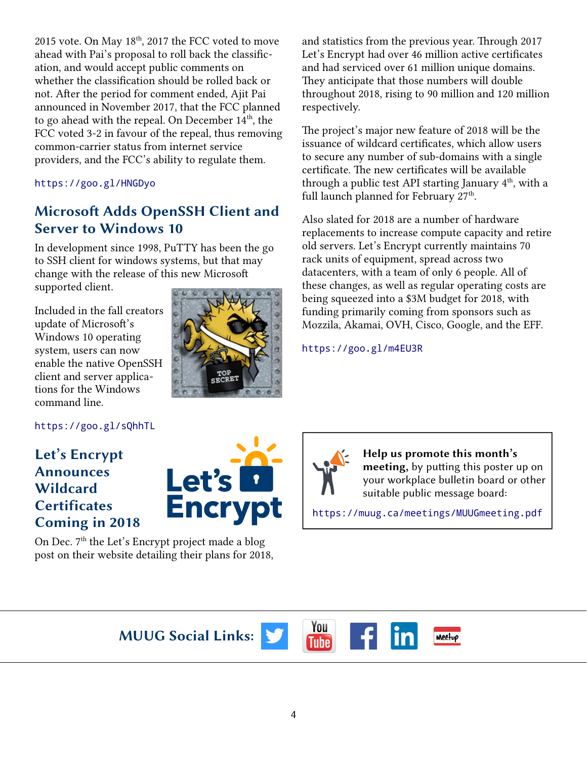2015 vote. On May 18th, 2017 the FCC voted to move ahead with Pai's proposal to roll back the classification, and would accept public comments on whether the classification should be rolled back or not. After the period for comment ended, Ajit Pai announced in November 2017, that the FCC planned to go ahead with the repeal. On December 14th, the FCC voted 3-2 in favour of the repeal, thus removing common-carrier status from internet service providers, and the FCC's ability to regulate them.

https://goo.gl/HNGDyo

## Microsoft Adds OpenSSH Client and Server to Windows 10

In development since 1998, PuTTY has been the go to SSH client for windows systems, but that may change with the release of this new Microsoft supported client.

Included in the fall creators update of Microsoft's Windows 10 operating system, users can now enable the native OpenSSH client and server applications for the Windows command line.

https://goo.gl/sQhhTL

## Let's Encrypt Announces Wildcard Certificates Coming in 2018

On Dec. 7th the Let's Encrypt project made a blog post on their website detailing their plans for 2018, and statistics from the previous year. Through 2017 Let's Encrypt had over 46 million active certificates and had serviced over 61 million unique domains. They anticipate that those numbers will double throughout 2018, rising to 90 million and 120 million respectively.

The project's major new feature of 2018 will be the issuance of wildcard certificates, which allow users to secure any number of sub-domains with a single certificate. The new certificates will be available through a public test API starting January 4th, with a full launch planned for February 27th.

Also slated for 2018 are a number of hardware replacements to increase compute capacity and retire old servers. Let's Encrypt currently maintains 70 rack units of equipment, spread across two datacenters, with a team of only 6 people. All of these changes, as well as regular operating costs are being squeezed into a $3M budget for 2018, with funding primarily coming from sponsors such as Mozzila, Akamai, OVH, Cisco, Google, and the EFF.

https://goo.gl/m4EU3R

**Help us promote this month's meeting,** by putting this poster up on your workplace bulletin board or other suitable public message board:

https://muug.ca/meetings/MUUGmeeting.pdf

**MUUG Social Links:**